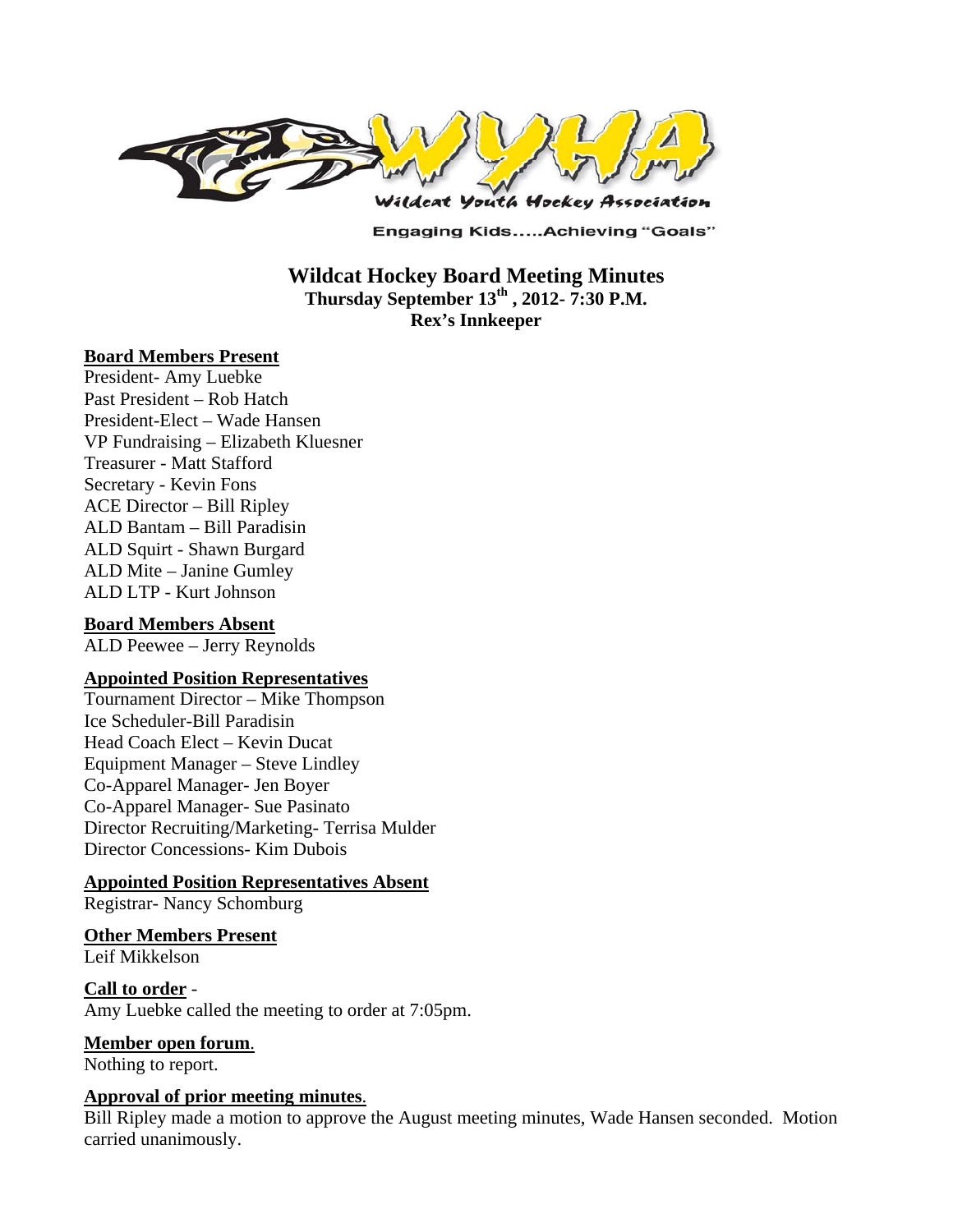Wildcat Youth Hockey Association

Engaging Kids.....Achieving "Goals"

# Wildcat Hockey Board Meeting Minutes

**Thursday September 13th, 2012- 7:30 P.M.**
**Rex's Innkeeper**

**Board Members Present**

President- Amy Luebke
Past President – Rob Hatch
President-Elect – Wade Hansen
VP Fundraising – Elizabeth Kluesner
Treasurer - Matt Stafford
Secretary - Kevin Fons
ACE Director – Bill Ripley
ALD Bantam – Bill Paradisin
ALD Squirt - Shawn Burgard
ALD Mite – Janine Gumley
ALD LTP - Kurt Johnson

**Board Members Absent**

ALD Peewee – Jerry Reynolds

**Appointed Position Representatives**

Tournament Director – Mike Thompson
Ice Scheduler-Bill Paradisin
Head Coach Elect – Kevin Ducat
Equipment Manager – Steve Lindley
Co-Apparel Manager- Jen Boyer
Co-Apparel Manager- Sue Pasinato
Director Recruiting/Marketing- Terrisa Mulder
Director Concessions- Kim Dubois

**Appointed Position Representatives Absent**

Registrar- Nancy Schomburg

**Other Members Present**

Leif Mikkelson

**Call to order** -
Amy Luebke called the meeting to order at 7:05pm.

**Member open forum**.
Nothing to report.

**Approval of prior meeting minutes**.
Bill Ripley made a motion to approve the August meeting minutes, Wade Hansen seconded. Motion carried unanimously.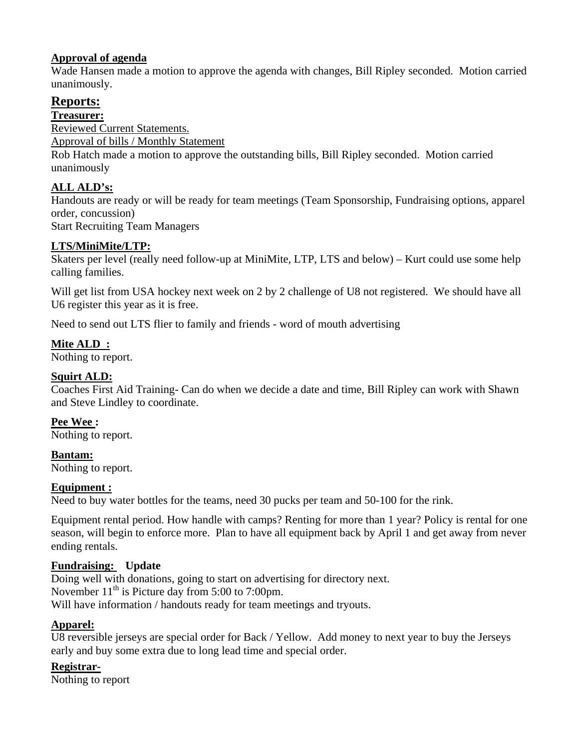**Approval of agenda**

Wade Hansen made a motion to approve the agenda with changes, Bill Ripley seconded. Motion carried unanimously.

## Reports:

**Treasurer:**

Reviewed Current Statements.

Approval of bills / Monthly Statement

Rob Hatch made a motion to approve the outstanding bills, Bill Ripley seconded. Motion carried unanimously

**ALL ALD's:**

Handouts are ready or will be ready for team meetings (Team Sponsorship, Fundraising options, apparel order, concussion)

Start Recruiting Team Managers

**LTS/MiniMite/LTP:**

Skaters per level (really need follow-up at MiniMite, LTP, LTS and below) – Kurt could use some help calling families.

Will get list from USA hockey next week on 2 by 2 challenge of U8 not registered. We should have all U6 register this year as it is free.

Need to send out LTS flier to family and friends - word of mouth advertising

**Mite ALD :**

Nothing to report.

**Squirt ALD:**

Coaches First Aid Training- Can do when we decide a date and time, Bill Ripley can work with Shawn and Steve Lindley to coordinate.

**Pee Wee :**

Nothing to report.

**Bantam:**

Nothing to report.

**Equipment :**

Need to buy water bottles for the teams, need 30 pucks per team and 50-100 for the rink.

Equipment rental period. How handle with camps? Renting for more than 1 year? Policy is rental for one season, will begin to enforce more. Plan to have all equipment back by April 1 and get away from never ending rentals.

**Fundraising: Update**

Doing well with donations, going to start on advertising for directory next.

November 11th is Picture day from 5:00 to 7:00pm.

Will have information / handouts ready for team meetings and tryouts.

**Apparel:**

U8 reversible jerseys are special order for Back / Yellow. Add money to next year to buy the Jerseys early and buy some extra due to long lead time and special order.

**Registrar-**

Nothing to report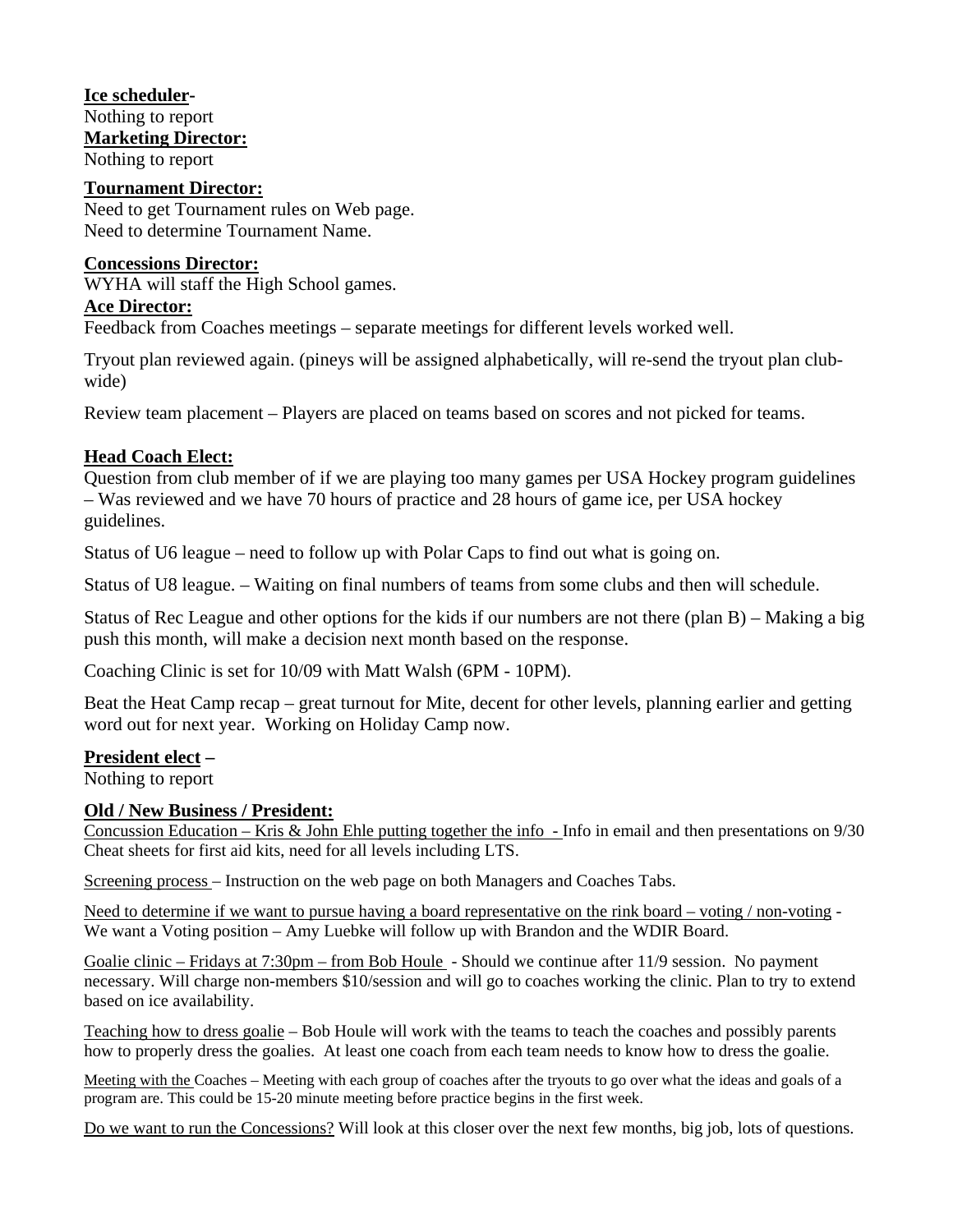**Ice scheduler**-
Nothing to report

**Marketing Director:**
Nothing to report

**Tournament Director:**
Need to get Tournament rules on Web page.
Need to determine Tournament Name.

**Concessions Director:**
WYHA will staff the High School games.

**Ace Director:**
Feedback from Coaches meetings – separate meetings for different levels worked well.

Tryout plan reviewed again. (pineys will be assigned alphabetically, will re-send the tryout plan club-wide)

Review team placement – Players are placed on teams based on scores and not picked for teams.

**Head Coach Elect:**
Question from club member of if we are playing too many games per USA Hockey program guidelines – Was reviewed and we have 70 hours of practice and 28 hours of game ice, per USA hockey guidelines.

Status of U6 league – need to follow up with Polar Caps to find out what is going on.

Status of U8 league. – Waiting on final numbers of teams from some clubs and then will schedule.

Status of Rec League and other options for the kids if our numbers are not there (plan B) – Making a big push this month, will make a decision next month based on the response.

Coaching Clinic is set for 10/09 with Matt Walsh (6PM - 10PM).

Beat the Heat Camp recap – great turnout for Mite, decent for other levels, planning earlier and getting word out for next year. Working on Holiday Camp now.

**President elect** –
Nothing to report

**Old / New Business / President:**
Concussion Education – Kris & John Ehle putting together the info - Info in email and then presentations on 9/30
Cheat sheets for first aid kits, need for all levels including LTS.

Screening process – Instruction on the web page on both Managers and Coaches Tabs.

Need to determine if we want to pursue having a board representative on the rink board – voting / non-voting - We want a Voting position – Amy Luebke will follow up with Brandon and the WDIR Board.

Goalie clinic – Fridays at 7:30pm – from Bob Houle - Should we continue after 11/9 session. No payment necessary. Will charge non-members $10/session and will go to coaches working the clinic. Plan to try to extend based on ice availability.

Teaching how to dress goalie – Bob Houle will work with the teams to teach the coaches and possibly parents how to properly dress the goalies. At least one coach from each team needs to know how to dress the goalie.

Meeting with the Coaches – Meeting with each group of coaches after the tryouts to go over what the ideas and goals of a program are. This could be 15-20 minute meeting before practice begins in the first week.

Do we want to run the Concessions? Will look at this closer over the next few months, big job, lots of questions.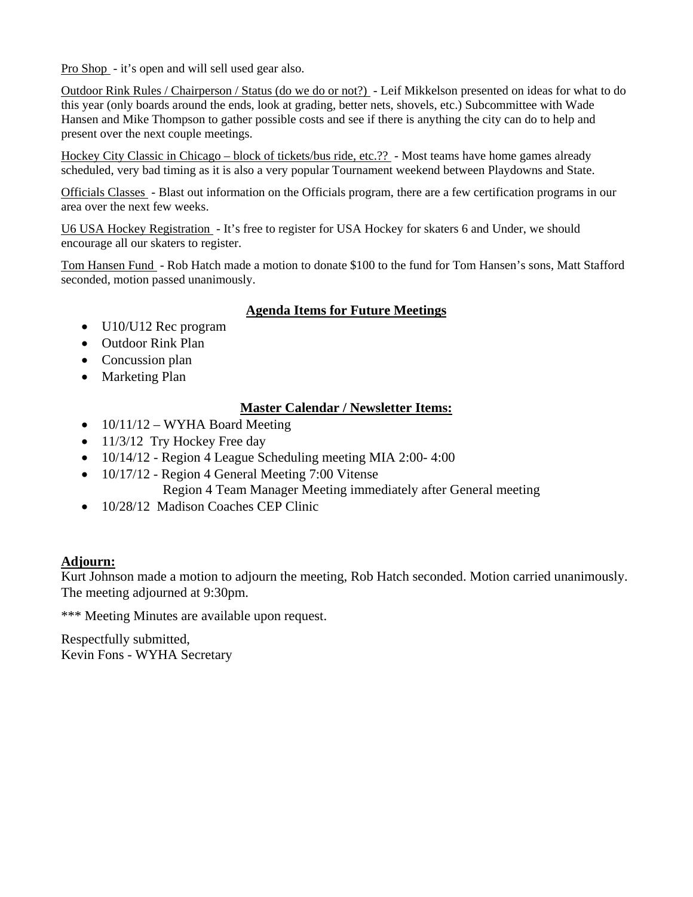Pro Shop - it's open and will sell used gear also.

Outdoor Rink Rules / Chairperson / Status (do we do or not?) - Leif Mikkelson presented on ideas for what to do this year (only boards around the ends, look at grading, better nets, shovels, etc.) Subcommittee with Wade Hansen and Mike Thompson to gather possible costs and see if there is anything the city can do to help and present over the next couple meetings.

Hockey City Classic in Chicago – block of tickets/bus ride, etc.?? - Most teams have home games already scheduled, very bad timing as it is also a very popular Tournament weekend between Playdowns and State.

Officials Classes - Blast out information on the Officials program, there are a few certification programs in our area over the next few weeks.

U6 USA Hockey Registration - It's free to register for USA Hockey for skaters 6 and Under, we should encourage all our skaters to register.

Tom Hansen Fund - Rob Hatch made a motion to donate $100 to the fund for Tom Hansen's sons, Matt Stafford seconded, motion passed unanimously.

## Agenda Items for Future Meetings

- U10/U12 Rec program
- Outdoor Rink Plan
- Concussion plan
- Marketing Plan

## Master Calendar / Newsletter Items:

- 10/11/12 – WYHA Board Meeting
- 11/3/12 Try Hockey Free day
- 10/14/12 - Region 4 League Scheduling meeting MIA 2:00- 4:00
- 10/17/12 - Region 4 General Meeting 7:00 Vitense
  Region 4 Team Manager Meeting immediately after General meeting
- 10/28/12 Madison Coaches CEP Clinic

**Adjourn:**

Kurt Johnson made a motion to adjourn the meeting, Rob Hatch seconded. Motion carried unanimously. The meeting adjourned at 9:30pm.

*** Meeting Minutes are available upon request.

Respectfully submitted,
Kevin Fons - WYHA Secretary